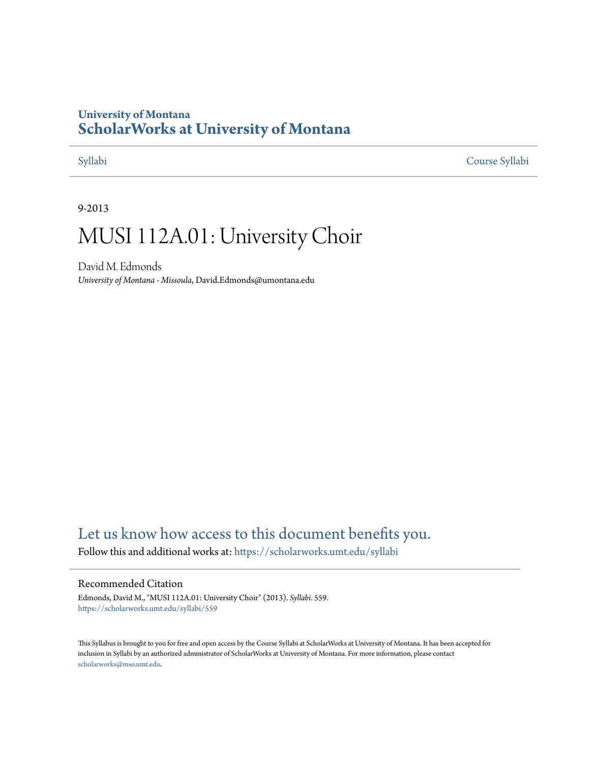University of Montana
# ScholarWorks at University of Montana

Syllabi Course Syllabi

9-2013

# MUSI 112A.01: University Choir

David M. Edmonds
*University of Montana - Missoula*, David.Edmonds@umontana.edu

Let us know how access to this document benefits you.

Follow this and additional works at: https://scholarworks.umt.edu/syllabi

## Recommended Citation

Edmonds, David M., "MUSI 112A.01: University Choir" (2013). *Syllabi*. 559.
https://scholarworks.umt.edu/syllabi/559

This Syllabus is brought to you for free and open access by the Course Syllabi at ScholarWorks at University of Montana. It has been accepted for inclusion in Syllabi by an authorized administrator of ScholarWorks at University of Montana. For more information, please contact scholarworks@mso.umt.edu.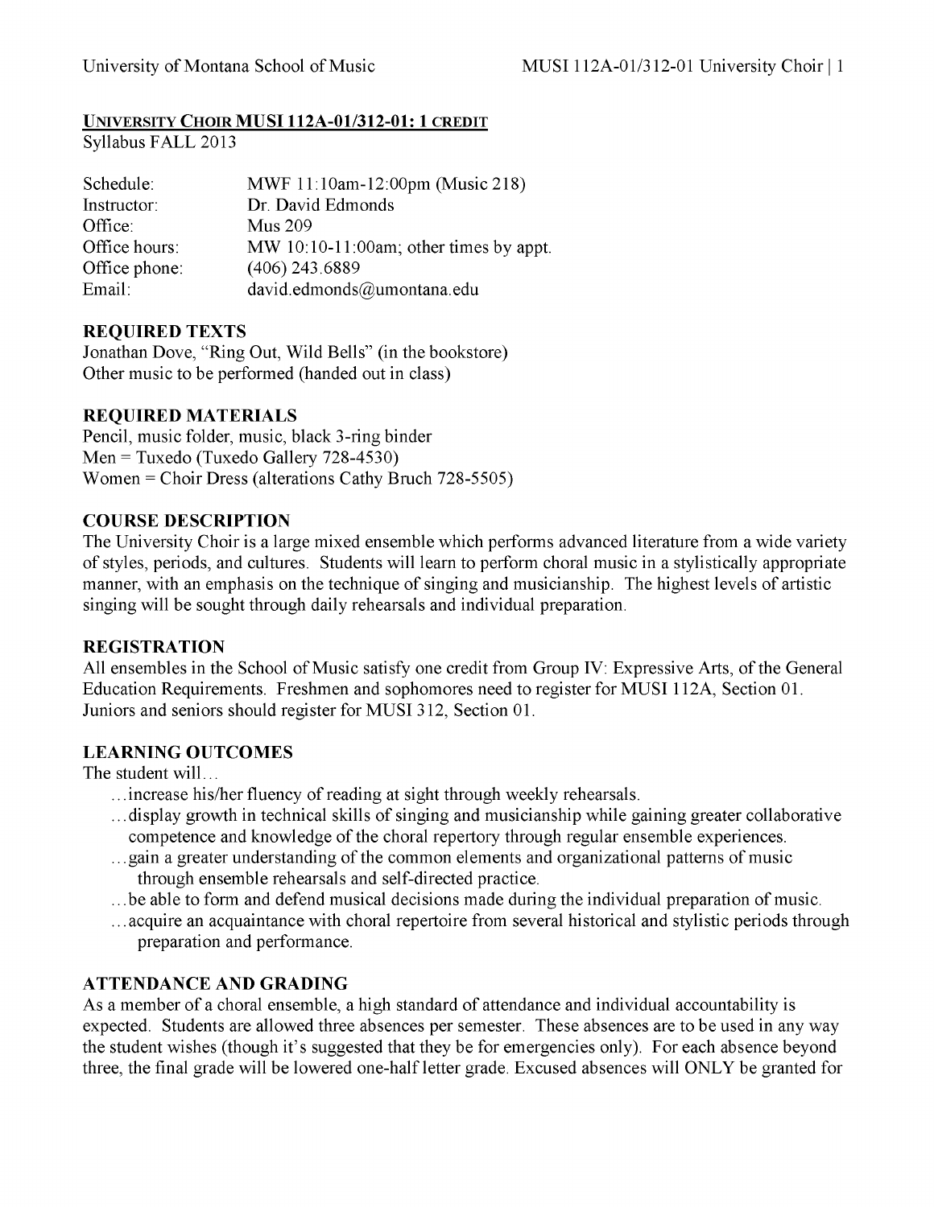**UNIVERSITY CHOIR MUSI 112A-01/312-01: 1 CREDIT**

Syllabus FALL 2013

| | |
|---|---|
| Schedule: | MWF 11:10am-12:00pm (Music 218) |
| Instructor: | Dr. David Edmonds |
| Office: | Mus 209 |
| Office hours: | MW 10:10-11:00am; other times by appt. |
| Office phone: | (406) 243.6889 |
| Email: | david.edmonds@umontana.edu |

## REQUIRED TEXTS

Jonathan Dove, "Ring Out, Wild Bells" (in the bookstore)
Other music to be performed (handed out in class)

## REQUIRED MATERIALS

Pencil, music folder, music, black 3-ring binder
Men = Tuxedo (Tuxedo Gallery 728-4530)
Women = Choir Dress (alterations Cathy Bruch 728-5505)

## COURSE DESCRIPTION

The University Choir is a large mixed ensemble which performs advanced literature from a wide variety of styles, periods, and cultures. Students will learn to perform choral music in a stylistically appropriate manner, with an emphasis on the technique of singing and musicianship. The highest levels of artistic singing will be sought through daily rehearsals and individual preparation.

## REGISTRATION

All ensembles in the School of Music satisfy one credit from Group IV: Expressive Arts, of the General Education Requirements. Freshmen and sophomores need to register for MUSI 112A, Section 01. Juniors and seniors should register for MUSI 312, Section 01.

## LEARNING OUTCOMES

The student will…

- …increase his/her fluency of reading at sight through weekly rehearsals.
- …display growth in technical skills of singing and musicianship while gaining greater collaborative competence and knowledge of the choral repertory through regular ensemble experiences.
- …gain a greater understanding of the common elements and organizational patterns of music through ensemble rehearsals and self-directed practice.
- …be able to form and defend musical decisions made during the individual preparation of music.
- …acquire an acquaintance with choral repertoire from several historical and stylistic periods through preparation and performance.

## ATTENDANCE AND GRADING

As a member of a choral ensemble, a high standard of attendance and individual accountability is expected. Students are allowed three absences per semester. These absences are to be used in any way the student wishes (though it's suggested that they be for emergencies only). For each absence beyond three, the final grade will be lowered one-half letter grade. Excused absences will ONLY be granted for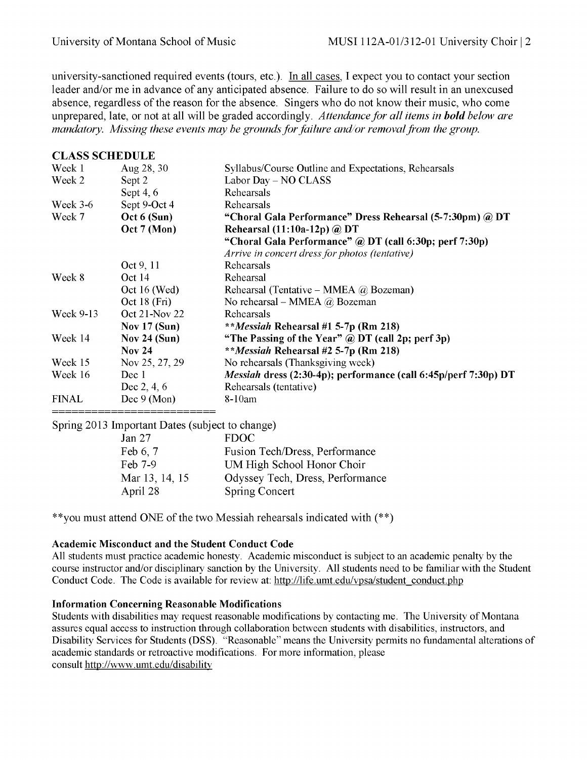university-sanctioned required events (tours, etc.). In all cases, I expect you to contact your section leader and/or me in advance of any anticipated absence. Failure to do so will result in an unexcused absence, regardless of the reason for the absence. Singers who do not know their music, who come unprepared, late, or not at all will be graded accordingly. *Attendance for all items in **bold** below are mandatory. Missing these events may be grounds for failure and/or removal from the group.*

## CLASS SCHEDULE

| | | |
|---|---|---|
| Week 1 | Aug 28, 30 | Syllabus/Course Outline and Expectations, Rehearsals |
| Week 2 | Sept 2 | Labor Day – NO CLASS |
| | Sept 4, 6 | Rehearsals |
| Week 3-6 | Sept 9-Oct 4 | Rehearsals |
| Week 7 | **Oct 6 (Sun)** | **"Choral Gala Performance" Dress Rehearsal (5-7:30pm) @ DT** |
| | **Oct 7 (Mon)** | **Rehearsal (11:10a-12p) @ DT** |
| | | **"Choral Gala Performance" @ DT (call 6:30p; perf 7:30p)** |
| | | *Arrive in concert dress for photos (tentative)* |
| | Oct 9, 11 | Rehearsals |
| Week 8 | Oct 14 | Rehearsal |
| | Oct 16 (Wed) | Rehearsal (Tentative – MMEA @ Bozeman) |
| | Oct 18 (Fri) | No rehearsal – MMEA @ Bozeman |
| Week 9-13 | Oct 21-Nov 22 | Rehearsals |
| | **Nov 17 (Sun)** | **\*\**Messiah* Rehearsal #1 5-7p (Rm 218)** |
| Week 14 | **Nov 24 (Sun)** | **"The Passing of the Year" @ DT (call 2p; perf 3p)** |
| | **Nov 24** | **\*\**Messiah* Rehearsal #2 5-7p (Rm 218)** |
| Week 15 | Nov 25, 27, 29 | No rehearsals (Thanksgiving week) |
| Week 16 | **Dec 1** | ***Messiah* dress (2:30-4p); performance (call 6:45p/perf 7:30p) DT** |
| | Dec 2, 4, 6 | Rehearsals (tentative) |
| FINAL | Dec 9 (Mon) | 8-10am |

========================

Spring 2013 Important Dates (subject to change)

| | |
|---|---|
| Jan 27 | FDOC |
| Feb 6, 7 | Fusion Tech/Dress, Performance |
| Feb 7-9 | UM High School Honor Choir |
| Mar 13, 14, 15 | Odyssey Tech, Dress, Performance |
| April 28 | Spring Concert |

**you must attend ONE of the two Messiah rehearsals indicated with (**)

### Academic Misconduct and the Student Conduct Code

All students must practice academic honesty. Academic misconduct is subject to an academic penalty by the course instructor and/or disciplinary sanction by the University. All students need to be familiar with the Student Conduct Code. The Code is available for review at: http://life.umt.edu/vpsa/student_conduct.php

### Information Concerning Reasonable Modifications

Students with disabilities may request reasonable modifications by contacting me. The University of Montana assures equal access to instruction through collaboration between students with disabilities, instructors, and Disability Services for Students (DSS). "Reasonable" means the University permits no fundamental alterations of academic standards or retroactive modifications. For more information, please consult http://www.umt.edu/disability